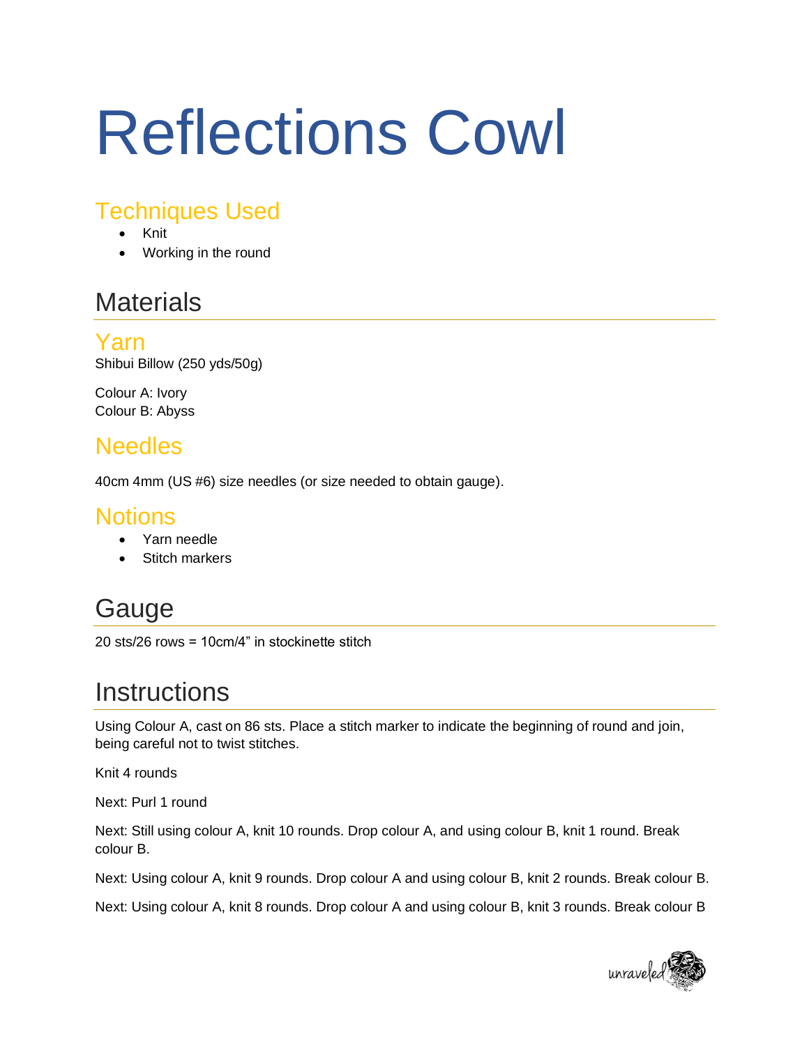# Reflections Cowl

### Techniques Used

- Knit
- Working in the round

## Materials

### Yarn

Shibui Billow (250 yds/50g)

Colour A: Ivory
Colour B: Abyss

### Needles

40cm 4mm (US #6) size needles (or size needed to obtain gauge).

### Notions

- Yarn needle
- Stitch markers

## Gauge

20 sts/26 rows = 10cm/4” in stockinette stitch

## Instructions

Using Colour A, cast on 86 sts. Place a stitch marker to indicate the beginning of round and join, being careful not to twist stitches.

Knit 4 rounds

Next: Purl 1 round

Next: Still using colour A, knit 10 rounds. Drop colour A, and using colour B, knit 1 round. Break colour B.

Next: Using colour A, knit 9 rounds. Drop colour A and using colour B, knit 2 rounds. Break colour B.

Next: Using colour A, knit 8 rounds. Drop colour A and using colour B, knit 3 rounds. Break colour B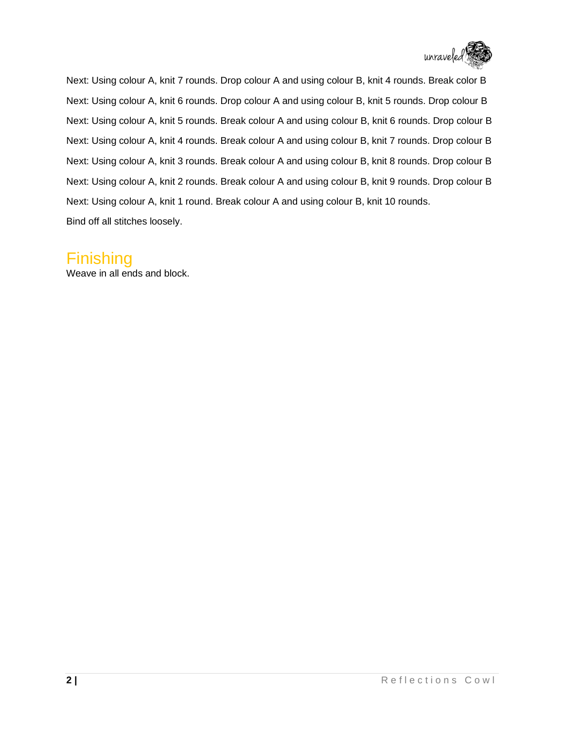Next: Using colour A, knit 7 rounds. Drop colour A and using colour B, knit 4 rounds. Break color B

Next: Using colour A, knit 6 rounds. Drop colour A and using colour B, knit 5 rounds. Drop colour B

Next: Using colour A, knit 5 rounds. Break colour A and using colour B, knit 6 rounds. Drop colour B

Next: Using colour A, knit 4 rounds. Break colour A and using colour B, knit 7 rounds. Drop colour B

Next: Using colour A, knit 3 rounds. Break colour A and using colour B, knit 8 rounds. Drop colour B

Next: Using colour A, knit 2 rounds. Break colour A and using colour B, knit 9 rounds. Drop colour B

Next: Using colour A, knit 1 round. Break colour A and using colour B, knit 10 rounds.

Bind off all stitches loosely.

## Finishing

Weave in all ends and block.